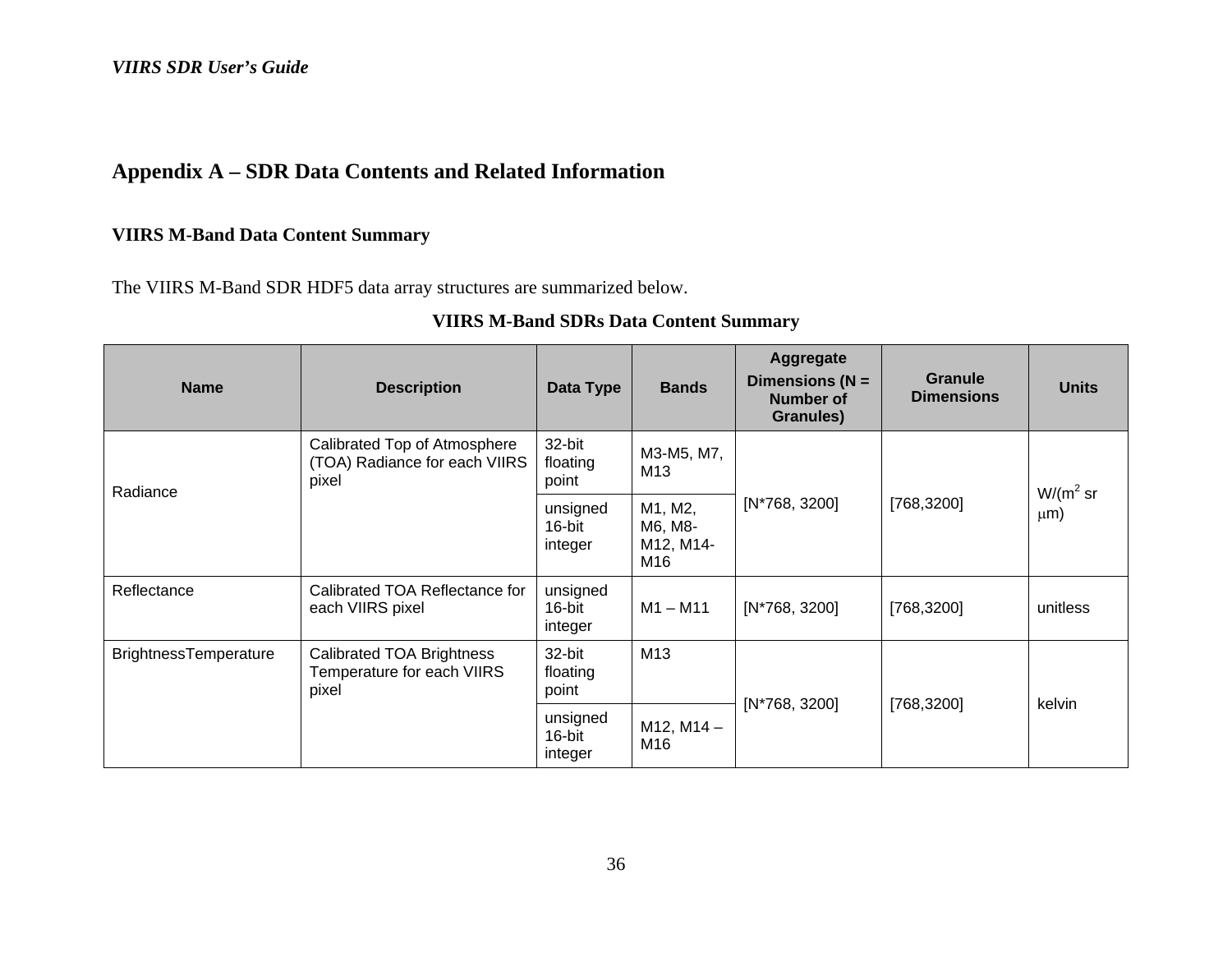# Appendix A – SDR Data Contents and Related Information

## VIIRS M-Band Data Content Summary

The VIIRS M-Band SDR HDF5 data array structures are summarized below.

**VIIRS M-Band SDRs Data Content Summary**

| Name | Description | Data Type | Bands | Aggregate Dimensions (N = Number of Granules) | Granule Dimensions | Units |
|---|---|---|---|---|---|---|
| Radiance | Calibrated Top of Atmosphere (TOA) Radiance for each VIIRS pixel | 32-bit floating point | M3-M5, M7, M13 | [N*768, 3200] | [768,3200] | W/($m^2$ sr $\mu$m) |
| | | unsigned 16-bit integer | M1, M2, M6, M8-M12, M14-M16 | | | |
| Reflectance | Calibrated TOA Reflectance for each VIIRS pixel | unsigned 16-bit integer | M1 – M11 | [N*768, 3200] | [768,3200] | unitless |
| BrightnessTemperature | Calibrated TOA Brightness Temperature for each VIIRS pixel | 32-bit floating point | M13 | [N*768, 3200] | [768,3200] | kelvin |
| | | unsigned 16-bit integer | M12, M14 – M16 | | | |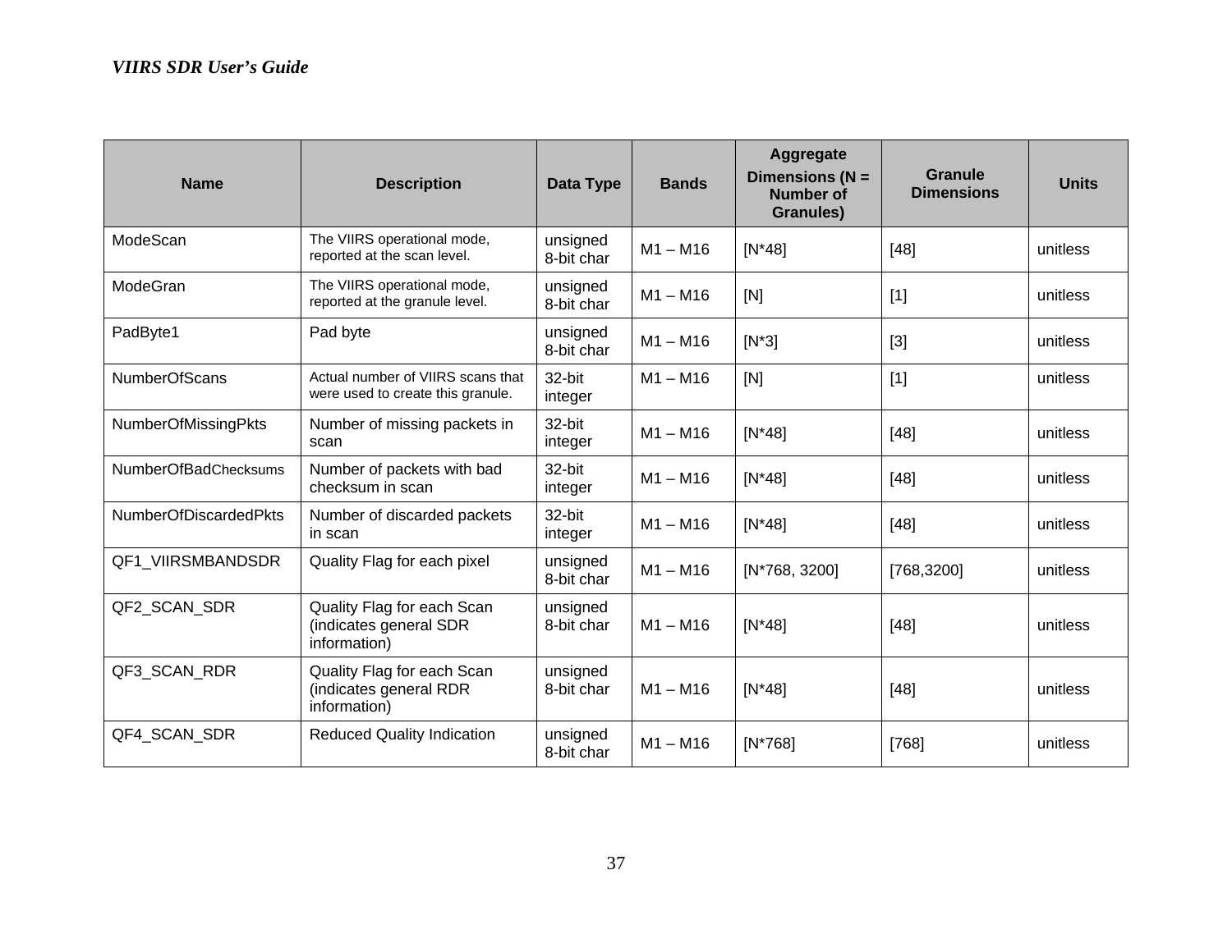| Name | Description | Data Type | Bands | Aggregate Dimensions (N = Number of Granules) | Granule Dimensions | Units |
|---|---|---|---|---|---|---|
| ModeScan | The VIIRS operational mode, reported at the scan level. | unsigned 8-bit char | M1 – M16 | [N*48] | [48] | unitless |
| ModeGran | The VIIRS operational mode, reported at the granule level. | unsigned 8-bit char | M1 – M16 | [N] | [1] | unitless |
| PadByte1 | Pad byte | unsigned 8-bit char | M1 – M16 | [N*3] | [3] | unitless |
| NumberOfScans | Actual number of VIIRS scans that were used to create this granule. | 32-bit integer | M1 – M16 | [N] | [1] | unitless |
| NumberOfMissingPkts | Number of missing packets in scan | 32-bit integer | M1 – M16 | [N*48] | [48] | unitless |
| NumberOfBadChecksums | Number of packets with bad checksum in scan | 32-bit integer | M1 – M16 | [N*48] | [48] | unitless |
| NumberOfDiscardedPkts | Number of discarded packets in scan | 32-bit integer | M1 – M16 | [N*48] | [48] | unitless |
| QF1_VIIRSMBANDSDR | Quality Flag for each pixel | unsigned 8-bit char | M1 – M16 | [N*768, 3200] | [768,3200] | unitless |
| QF2_SCAN_SDR | Quality Flag for each Scan (indicates general SDR information) | unsigned 8-bit char | M1 – M16 | [N*48] | [48] | unitless |
| QF3_SCAN_RDR | Quality Flag for each Scan (indicates general RDR information) | unsigned 8-bit char | M1 – M16 | [N*48] | [48] | unitless |
| QF4_SCAN_SDR | Reduced Quality Indication | unsigned 8-bit char | M1 – M16 | [N*768] | [768] | unitless |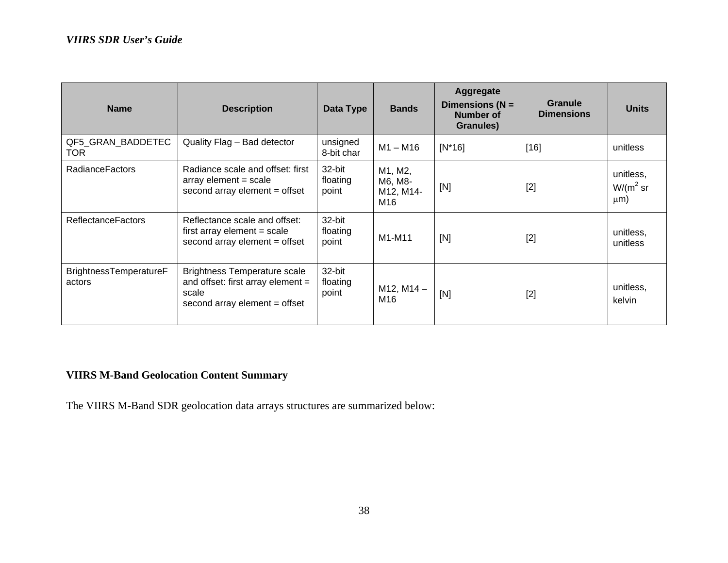| Name | Description | Data Type | Bands | Aggregate Dimensions (N = Number of Granules) | Granule Dimensions | Units |
|---|---|---|---|---|---|---|
| QF5_GRAN_BADDETECTOR | Quality Flag – Bad detector | unsigned 8-bit char | M1 – M16 | [N*16] | [16] | unitless |
| RadianceFactors | Radiance scale and offset: first array element = scale second array element = offset | 32-bit floating point | M1, M2, M6, M8-M12, M14-M16 | [N] | [2] | unitless, W/($m^2$ sr μm) |
| ReflectanceFactors | Reflectance scale and offset: first array element = scale second array element = offset | 32-bit floating point | M1-M11 | [N] | [2] | unitless, unitless |
| BrightnessTemperatureFactors | Brightness Temperature scale and offset: first array element = scale second array element = offset | 32-bit floating point | M12, M14 – M16 | [N] | [2] | unitless, kelvin |

**VIIRS M-Band Geolocation Content Summary**

The VIIRS M-Band SDR geolocation data arrays structures are summarized below: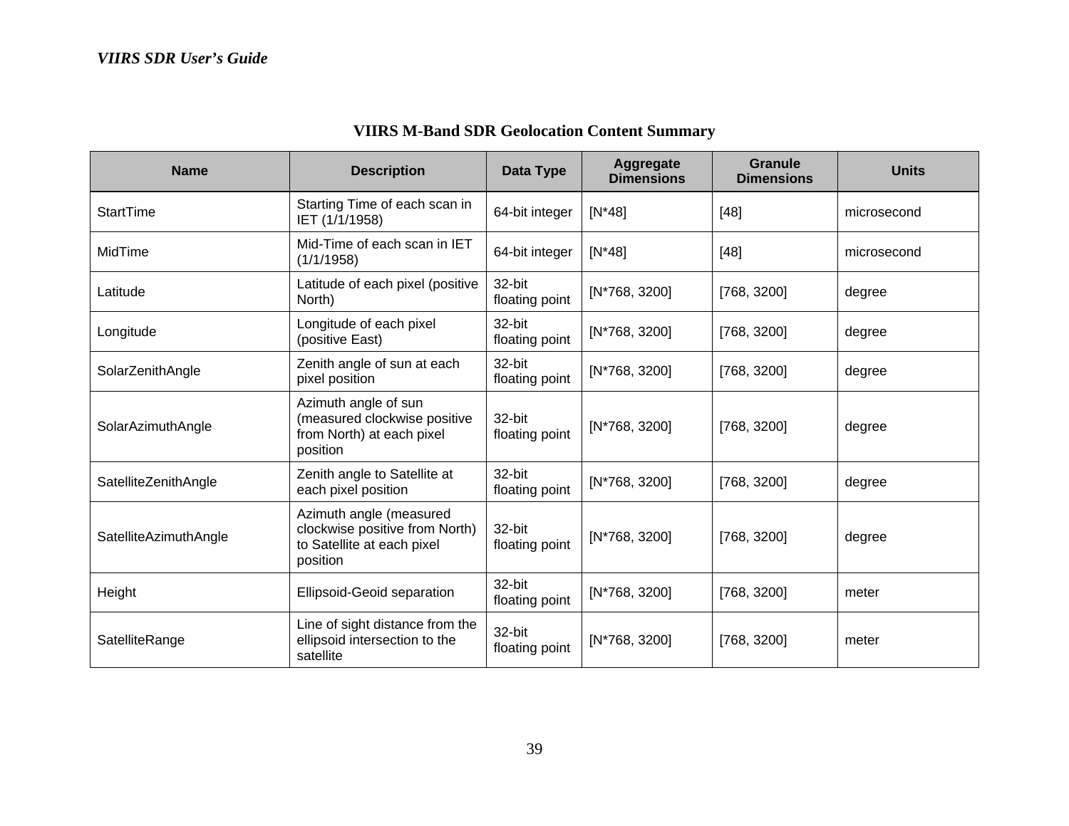**VIIRS M-Band SDR Geolocation Content Summary**

| Name | Description | Data Type | Aggregate Dimensions | Granule Dimensions | Units |
|---|---|---|---|---|---|
| StartTime | Starting Time of each scan in IET (1/1/1958) | 64-bit integer | [N*48] | [48] | microsecond |
| MidTime | Mid-Time of each scan in IET (1/1/1958) | 64-bit integer | [N*48] | [48] | microsecond |
| Latitude | Latitude of each pixel (positive North) | 32-bit floating point | [N*768, 3200] | [768, 3200] | degree |
| Longitude | Longitude of each pixel (positive East) | 32-bit floating point | [N*768, 3200] | [768, 3200] | degree |
| SolarZenithAngle | Zenith angle of sun at each pixel position | 32-bit floating point | [N*768, 3200] | [768, 3200] | degree |
| SolarAzimuthAngle | Azimuth angle of sun (measured clockwise positive from North) at each pixel position | 32-bit floating point | [N*768, 3200] | [768, 3200] | degree |
| SatelliteZenithAngle | Zenith angle to Satellite at each pixel position | 32-bit floating point | [N*768, 3200] | [768, 3200] | degree |
| SatelliteAzimuthAngle | Azimuth angle (measured clockwise positive from North) to Satellite at each pixel position | 32-bit floating point | [N*768, 3200] | [768, 3200] | degree |
| Height | Ellipsoid-Geoid separation | 32-bit floating point | [N*768, 3200] | [768, 3200] | meter |
| SatelliteRange | Line of sight distance from the ellipsoid intersection to the satellite | 32-bit floating point | [N*768, 3200] | [768, 3200] | meter |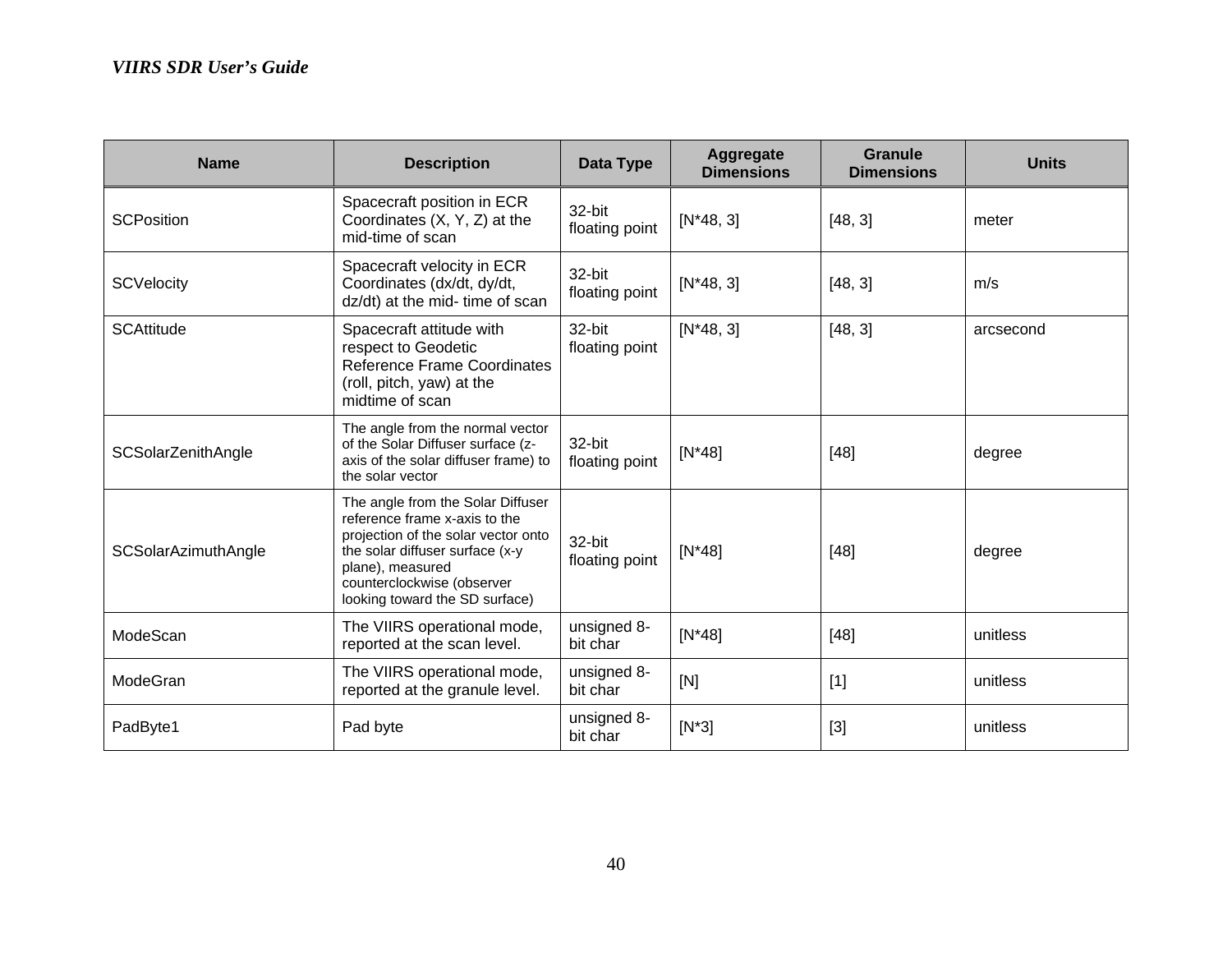| Name | Description | Data Type | Aggregate Dimensions | Granule Dimensions | Units |
|---|---|---|---|---|---|
| SCPosition | Spacecraft position in ECR Coordinates (X, Y, Z) at the mid-time of scan | 32-bit floating point | [N*48, 3] | [48, 3] | meter |
| SCVelocity | Spacecraft velocity in ECR Coordinates (dx/dt, dy/dt, dz/dt) at the mid- time of scan | 32-bit floating point | [N*48, 3] | [48, 3] | m/s |
| SCAttitude | Spacecraft attitude with respect to Geodetic Reference Frame Coordinates (roll, pitch, yaw) at the midtime of scan | 32-bit floating point | [N*48, 3] | [48, 3] | arcsecond |
| SCSolarZenithAngle | The angle from the normal vector of the Solar Diffuser surface (z-axis of the solar diffuser frame) to the solar vector | 32-bit floating point | [N*48] | [48] | degree |
| SCSolarAzimuthAngle | The angle from the Solar Diffuser reference frame x-axis to the projection of the solar vector onto the solar diffuser surface (x-y plane), measured counterclockwise (observer looking toward the SD surface) | 32-bit floating point | [N*48] | [48] | degree |
| ModeScan | The VIIRS operational mode, reported at the scan level. | unsigned 8-bit char | [N*48] | [48] | unitless |
| ModeGran | The VIIRS operational mode, reported at the granule level. | unsigned 8-bit char | [N] | [1] | unitless |
| PadByte1 | Pad byte | unsigned 8-bit char | [N*3] | [3] | unitless |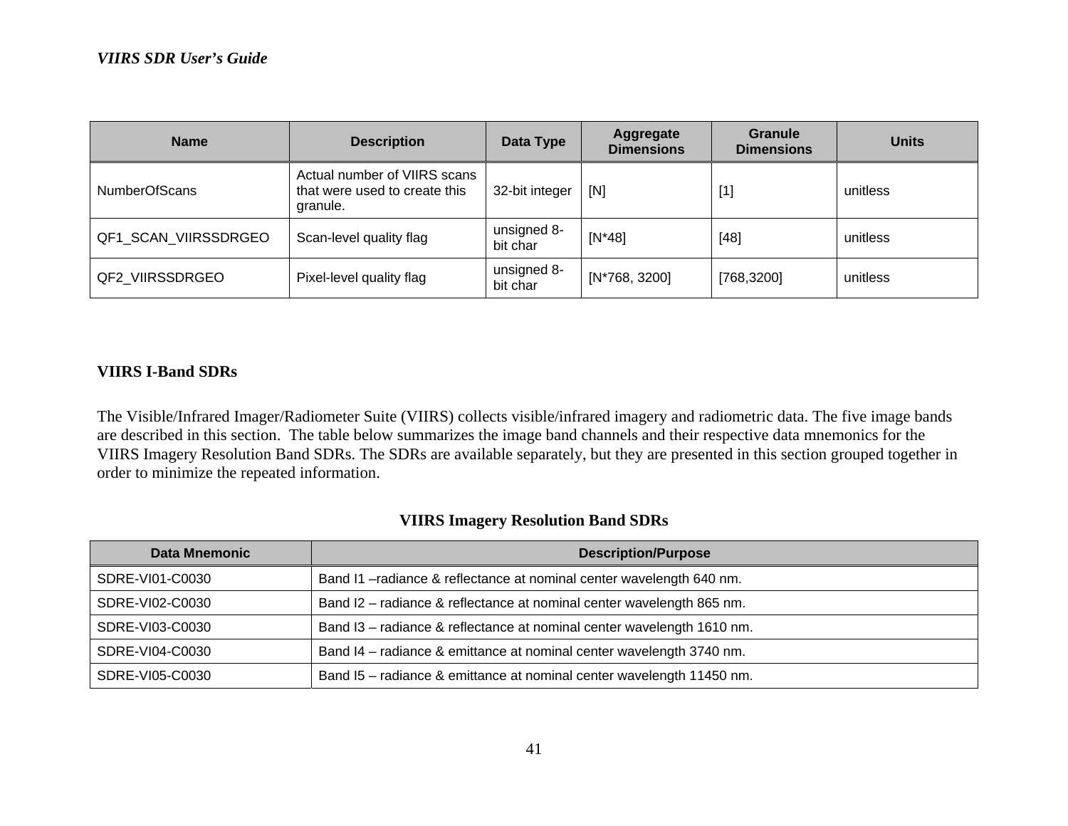| Name | Description | Data Type | Aggregate Dimensions | Granule Dimensions | Units |
|---|---|---|---|---|---|
| NumberOfScans | Actual number of VIIRS scans that were used to create this granule. | 32-bit integer | [N] | [1] | unitless |
| QF1_SCAN_VIIRSSDRGEO | Scan-level quality flag | unsigned 8-bit char | [N*48] | [48] | unitless |
| QF2_VIIRSSDRGEO | Pixel-level quality flag | unsigned 8-bit char | [N*768, 3200] | [768,3200] | unitless |

## VIIRS I-Band SDRs

The Visible/Infrared Imager/Radiometer Suite (VIIRS) collects visible/infrared imagery and radiometric data. The five image bands are described in this section. The table below summarizes the image band channels and their respective data mnemonics for the VIIRS Imagery Resolution Band SDRs. The SDRs are available separately, but they are presented in this section grouped together in order to minimize the repeated information.

**VIIRS Imagery Resolution Band SDRs**

| Data Mnemonic | Description/Purpose |
|---|---|
| SDRE-VI01-C0030 | Band I1 –radiance & reflectance at nominal center wavelength 640 nm. |
| SDRE-VI02-C0030 | Band I2 – radiance & reflectance at nominal center wavelength 865 nm. |
| SDRE-VI03-C0030 | Band I3 – radiance & reflectance at nominal center wavelength 1610 nm. |
| SDRE-VI04-C0030 | Band I4 – radiance & emittance at nominal center wavelength 3740 nm. |
| SDRE-VI05-C0030 | Band I5 – radiance & emittance at nominal center wavelength 11450 nm. |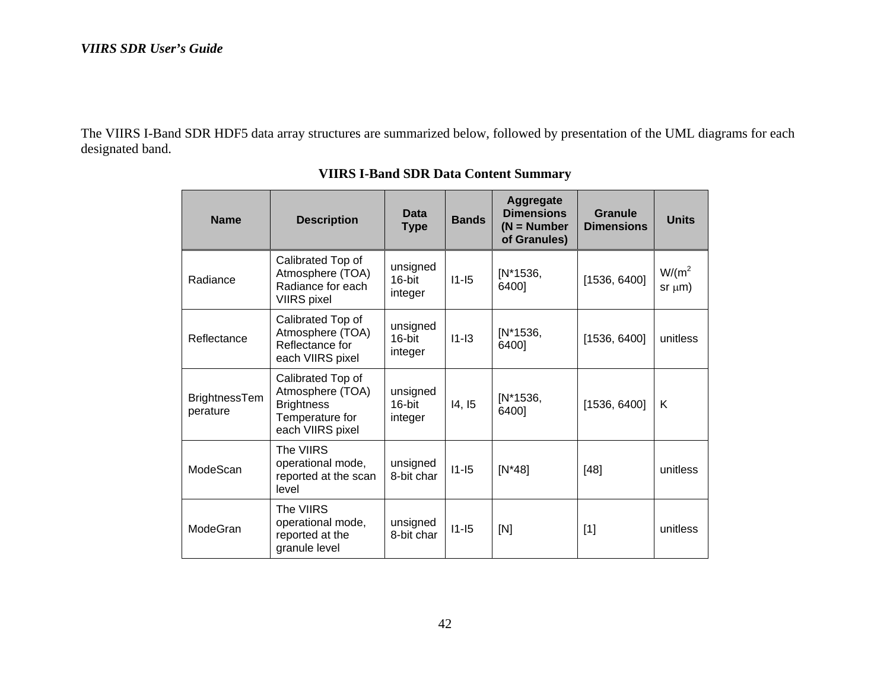The VIIRS I-Band SDR HDF5 data array structures are summarized below, followed by presentation of the UML diagrams for each designated band.

**VIIRS I-Band SDR Data Content Summary**

| Name | Description | Data Type | Bands | Aggregate Dimensions (N = Number of Granules) | Granule Dimensions | Units |
|---|---|---|---|---|---|---|
| Radiance | Calibrated Top of Atmosphere (TOA) Radiance for each VIIRS pixel | unsigned 16-bit integer | I1-I5 | [N*1536, 6400] | [1536, 6400] | W/($m^2$ sr $\mu$m) |
| Reflectance | Calibrated Top of Atmosphere (TOA) Reflectance for each VIIRS pixel | unsigned 16-bit integer | I1-I3 | [N*1536, 6400] | [1536, 6400] | unitless |
| BrightnessTemperature | Calibrated Top of Atmosphere (TOA) Brightness Temperature for each VIIRS pixel | unsigned 16-bit integer | I4, I5 | [N*1536, 6400] | [1536, 6400] | K |
| ModeScan | The VIIRS operational mode, reported at the scan level | unsigned 8-bit char | I1-I5 | [N*48] | [48] | unitless |
| ModeGran | The VIIRS operational mode, reported at the granule level | unsigned 8-bit char | I1-I5 | [N] | [1] | unitless |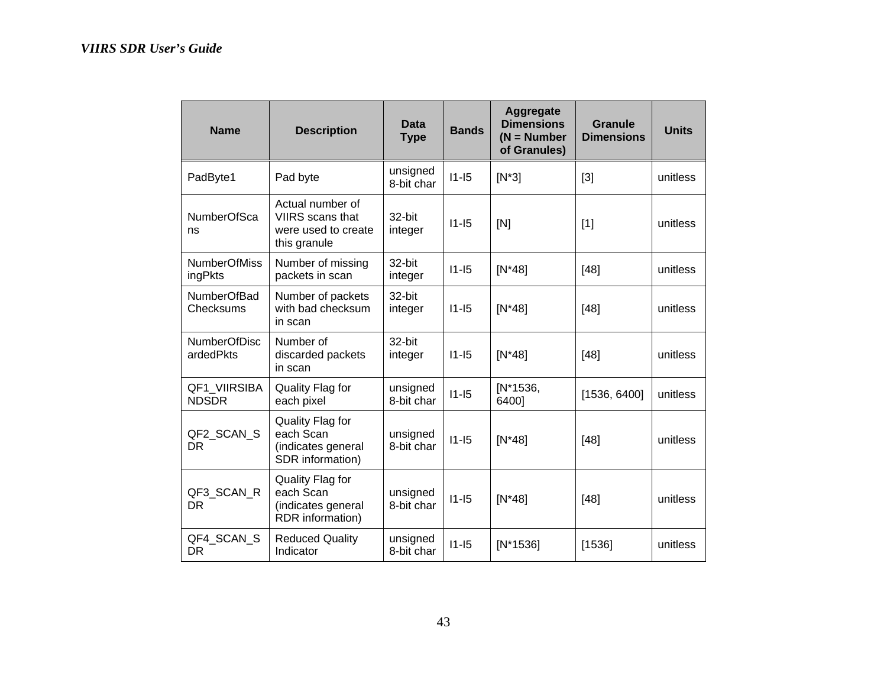| Name | Description | Data Type | Bands | Aggregate Dimensions (N = Number of Granules) | Granule Dimensions | Units |
|---|---|---|---|---|---|---|
| PadByte1 | Pad byte | unsigned 8-bit char | I1-I5 | [N*3] | [3] | unitless |
| NumberOfScans | Actual number of VIIRS scans that were used to create this granule | 32-bit integer | I1-I5 | [N] | [1] | unitless |
| NumberOfMissingPkts | Number of missing packets in scan | 32-bit integer | I1-I5 | [N*48] | [48] | unitless |
| NumberOfBadChecksums | Number of packets with bad checksum in scan | 32-bit integer | I1-I5 | [N*48] | [48] | unitless |
| NumberOfDiscardedPkts | Number of discarded packets in scan | 32-bit integer | I1-I5 | [N*48] | [48] | unitless |
| QF1_VIIRSIBANDSDR | Quality Flag for each pixel | unsigned 8-bit char | I1-I5 | [N*1536, 6400] | [1536, 6400] | unitless |
| QF2_SCAN_SDR | Quality Flag for each Scan (indicates general SDR information) | unsigned 8-bit char | I1-I5 | [N*48] | [48] | unitless |
| QF3_SCAN_RDR | Quality Flag for each Scan (indicates general RDR information) | unsigned 8-bit char | I1-I5 | [N*48] | [48] | unitless |
| QF4_SCAN_SDR | Reduced Quality Indicator | unsigned 8-bit char | I1-I5 | [N*1536] | [1536] | unitless |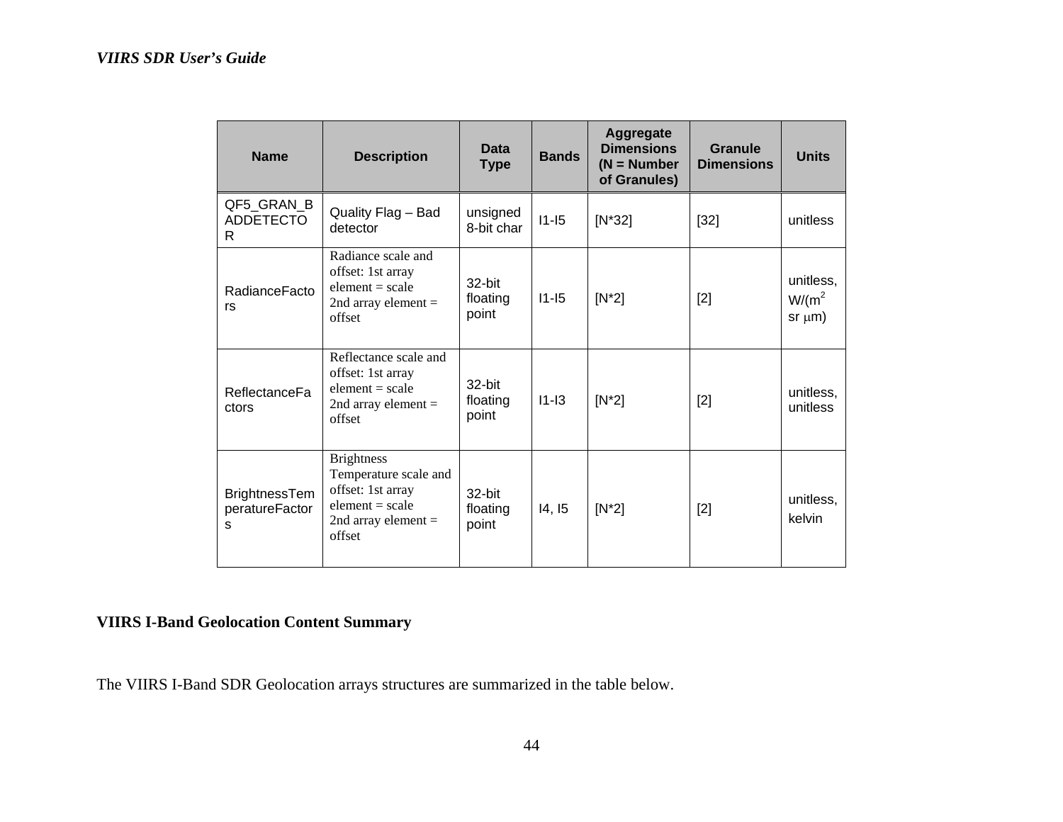| Name | Description | Data Type | Bands | Aggregate Dimensions (N = Number of Granules) | Granule Dimensions | Units |
| --- | --- | --- | --- | --- | --- | --- |
| QF5_GRAN_BADDETECTOR | Quality Flag – Bad detector | unsigned 8-bit char | I1-I5 | [N*32] | [32] | unitless |
| RadianceFactors | Radiance scale and offset: 1st array element = scale 2nd array element = offset | 32-bit floating point | I1-I5 | [N*2] | [2] | unitless, W/($m^2$ sr $\mu$m) |
| ReflectanceFactors | Reflectance scale and offset: 1st array element = scale 2nd array element = offset | 32-bit floating point | I1-I3 | [N*2] | [2] | unitless, unitless |
| BrightnessTemperatureFactors | Brightness Temperature scale and offset: 1st array element = scale 2nd array element = offset | 32-bit floating point | I4, I5 | [N*2] | [2] | unitless, kelvin |

**VIIRS I-Band Geolocation Content Summary**

The VIIRS I-Band SDR Geolocation arrays structures are summarized in the table below.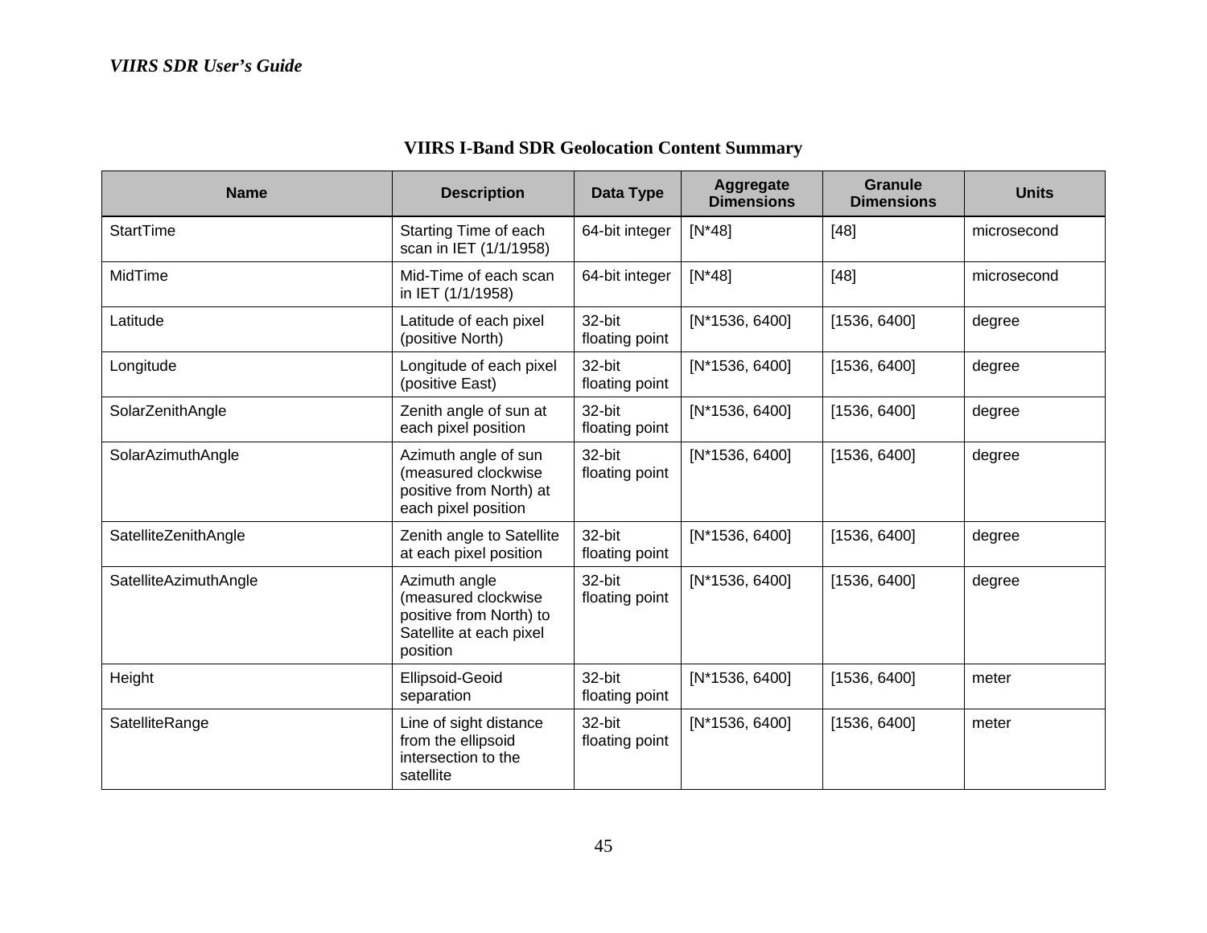## VIIRS I-Band SDR Geolocation Content Summary

| Name | Description | Data Type | Aggregate Dimensions | Granule Dimensions | Units |
|---|---|---|---|---|---|
| StartTime | Starting Time of each scan in IET (1/1/1958) | 64-bit integer | [N*48] | [48] | microsecond |
| MidTime | Mid-Time of each scan in IET (1/1/1958) | 64-bit integer | [N*48] | [48] | microsecond |
| Latitude | Latitude of each pixel (positive North) | 32-bit floating point | [N*1536, 6400] | [1536, 6400] | degree |
| Longitude | Longitude of each pixel (positive East) | 32-bit floating point | [N*1536, 6400] | [1536, 6400] | degree |
| SolarZenithAngle | Zenith angle of sun at each pixel position | 32-bit floating point | [N*1536, 6400] | [1536, 6400] | degree |
| SolarAzimuthAngle | Azimuth angle of sun (measured clockwise positive from North) at each pixel position | 32-bit floating point | [N*1536, 6400] | [1536, 6400] | degree |
| SatelliteZenithAngle | Zenith angle to Satellite at each pixel position | 32-bit floating point | [N*1536, 6400] | [1536, 6400] | degree |
| SatelliteAzimuthAngle | Azimuth angle (measured clockwise positive from North) to Satellite at each pixel position | 32-bit floating point | [N*1536, 6400] | [1536, 6400] | degree |
| Height | Ellipsoid-Geoid separation | 32-bit floating point | [N*1536, 6400] | [1536, 6400] | meter |
| SatelliteRange | Line of sight distance from the ellipsoid intersection to the satellite | 32-bit floating point | [N*1536, 6400] | [1536, 6400] | meter |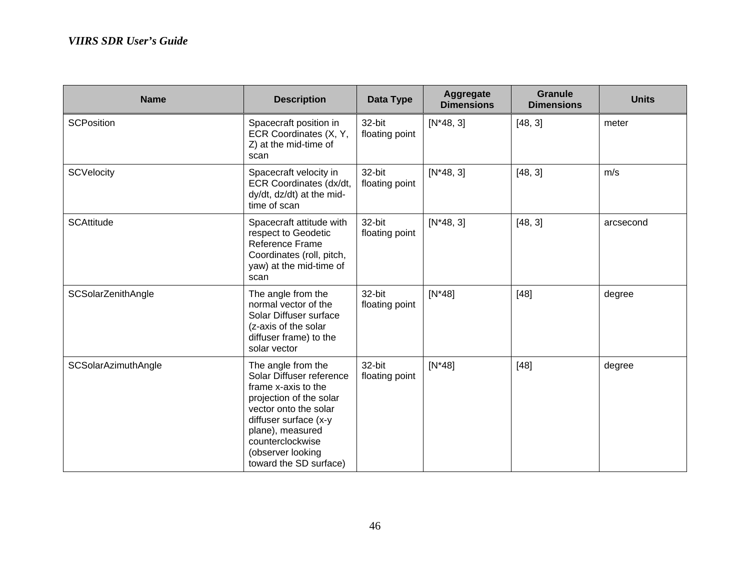| Name | Description | Data Type | Aggregate Dimensions | Granule Dimensions | Units |
| --- | --- | --- | --- | --- | --- |
| SCPosition | Spacecraft position in ECR Coordinates (X, Y, Z) at the mid-time of scan | 32-bit floating point | [N*48, 3] | [48, 3] | meter |
| SCVelocity | Spacecraft velocity in ECR Coordinates (dx/dt, dy/dt, dz/dt) at the mid-time of scan | 32-bit floating point | [N*48, 3] | [48, 3] | m/s |
| SCAttitude | Spacecraft attitude with respect to Geodetic Reference Frame Coordinates (roll, pitch, yaw) at the mid-time of scan | 32-bit floating point | [N*48, 3] | [48, 3] | arcsecond |
| SCSolarZenithAngle | The angle from the normal vector of the Solar Diffuser surface (z-axis of the solar diffuser frame) to the solar vector | 32-bit floating point | [N*48] | [48] | degree |
| SCSolarAzimuthAngle | The angle from the Solar Diffuser reference frame x-axis to the projection of the solar vector onto the solar diffuser surface (x-y plane), measured counterclockwise (observer looking toward the SD surface) | 32-bit floating point | [N*48] | [48] | degree |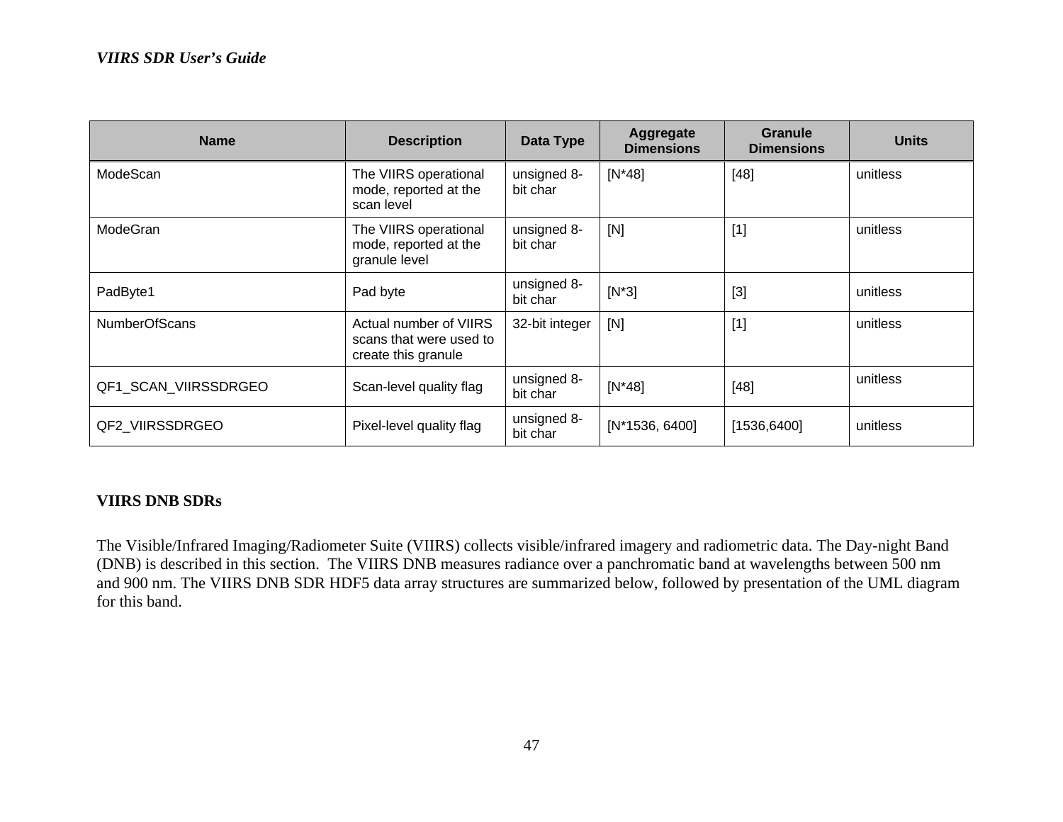| Name | Description | Data Type | Aggregate Dimensions | Granule Dimensions | Units |
| --- | --- | --- | --- | --- | --- |
| ModeScan | The VIIRS operational mode, reported at the scan level | unsigned 8-bit char | [N*48] | [48] | unitless |
| ModeGran | The VIIRS operational mode, reported at the granule level | unsigned 8-bit char | [N] | [1] | unitless |
| PadByte1 | Pad byte | unsigned 8-bit char | [N*3] | [3] | unitless |
| NumberOfScans | Actual number of VIIRS scans that were used to create this granule | 32-bit integer | [N] | [1] | unitless |
| QF1_SCAN_VIIRSSDRGEO | Scan-level quality flag | unsigned 8-bit char | [N*48] | [48] | unitless |
| QF2_VIIRSSDRGEO | Pixel-level quality flag | unsigned 8-bit char | [N*1536, 6400] | [1536,6400] | unitless |

**VIIRS DNB SDRs**

The Visible/Infrared Imaging/Radiometer Suite (VIIRS) collects visible/infrared imagery and radiometric data. The Day-night Band (DNB) is described in this section. The VIIRS DNB measures radiance over a panchromatic band at wavelengths between 500 nm and 900 nm. The VIIRS DNB SDR HDF5 data array structures are summarized below, followed by presentation of the UML diagram for this band.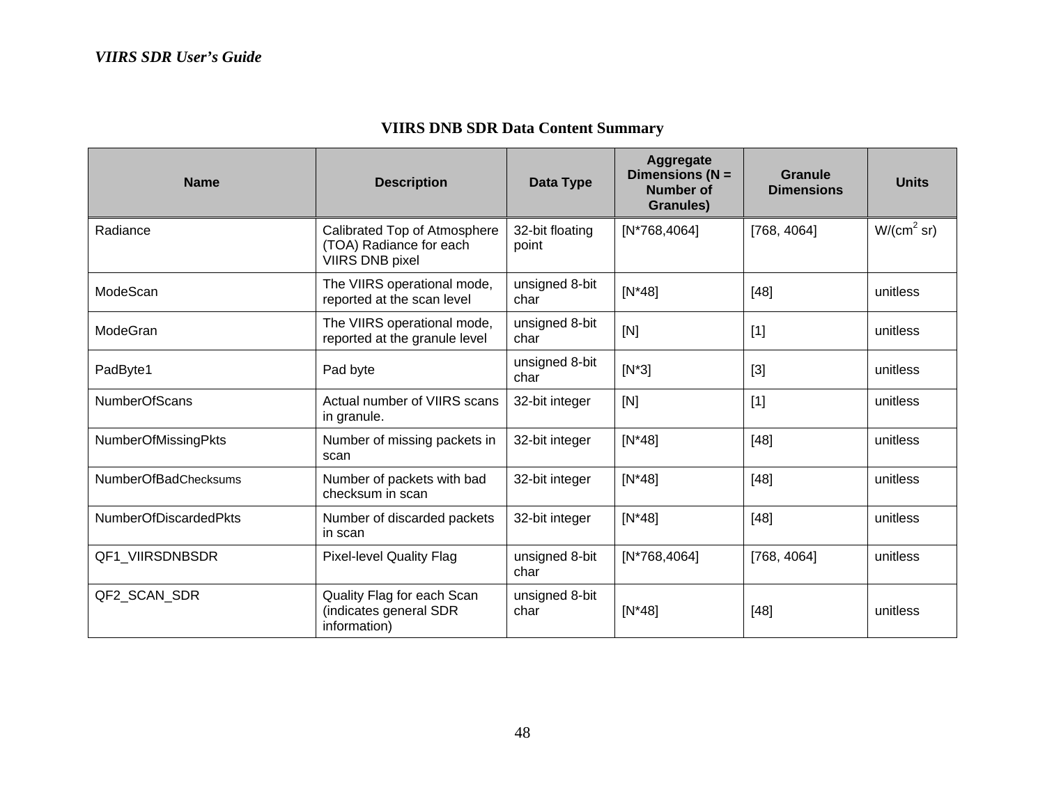**VIIRS DNB SDR Data Content Summary**

| Name | Description | Data Type | Aggregate Dimensions (N = Number of Granules) | Granule Dimensions | Units |
|---|---|---|---|---|---|
| Radiance | Calibrated Top of Atmosphere (TOA) Radiance for each VIIRS DNB pixel | 32-bit floating point | [N*768,4064] | [768, 4064] | $W/(cm^2\ sr)$ |
| ModeScan | The VIIRS operational mode, reported at the scan level | unsigned 8-bit char | [N*48] | [48] | unitless |
| ModeGran | The VIIRS operational mode, reported at the granule level | unsigned 8-bit char | [N] | [1] | unitless |
| PadByte1 | Pad byte | unsigned 8-bit char | [N*3] | [3] | unitless |
| NumberOfScans | Actual number of VIIRS scans in granule. | 32-bit integer | [N] | [1] | unitless |
| NumberOfMissingPkts | Number of missing packets in scan | 32-bit integer | [N*48] | [48] | unitless |
| NumberOfBadChecksums | Number of packets with bad checksum in scan | 32-bit integer | [N*48] | [48] | unitless |
| NumberOfDiscardedPkts | Number of discarded packets in scan | 32-bit integer | [N*48] | [48] | unitless |
| QF1_VIIRSDNBSDR | Pixel-level Quality Flag | unsigned 8-bit char | [N*768,4064] | [768, 4064] | unitless |
| QF2_SCAN_SDR | Quality Flag for each Scan (indicates general SDR information) | unsigned 8-bit char | [N*48] | [48] | unitless |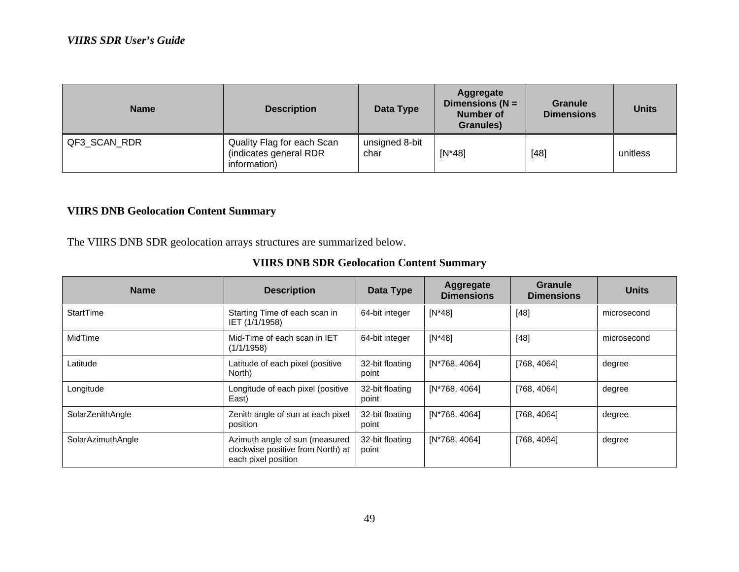| Name | Description | Data Type | Aggregate Dimensions (N = Number of Granules) | Granule Dimensions | Units |
|---|---|---|---|---|---|
| QF3_SCAN_RDR | Quality Flag for each Scan (indicates general RDR information) | unsigned 8-bit char | [N*48] | [48] | unitless |

## VIIRS DNB Geolocation Content Summary

The VIIRS DNB SDR geolocation arrays structures are summarized below.

**VIIRS DNB SDR Geolocation Content Summary**

| Name | Description | Data Type | Aggregate Dimensions | Granule Dimensions | Units |
|---|---|---|---|---|---|
| StartTime | Starting Time of each scan in IET (1/1/1958) | 64-bit integer | [N*48] | [48] | microsecond |
| MidTime | Mid-Time of each scan in IET (1/1/1958) | 64-bit integer | [N*48] | [48] | microsecond |
| Latitude | Latitude of each pixel (positive North) | 32-bit floating point | [N*768, 4064] | [768, 4064] | degree |
| Longitude | Longitude of each pixel (positive East) | 32-bit floating point | [N*768, 4064] | [768, 4064] | degree |
| SolarZenithAngle | Zenith angle of sun at each pixel position | 32-bit floating point | [N*768, 4064] | [768, 4064] | degree |
| SolarAzimuthAngle | Azimuth angle of sun (measured clockwise positive from North) at each pixel position | 32-bit floating point | [N*768, 4064] | [768, 4064] | degree |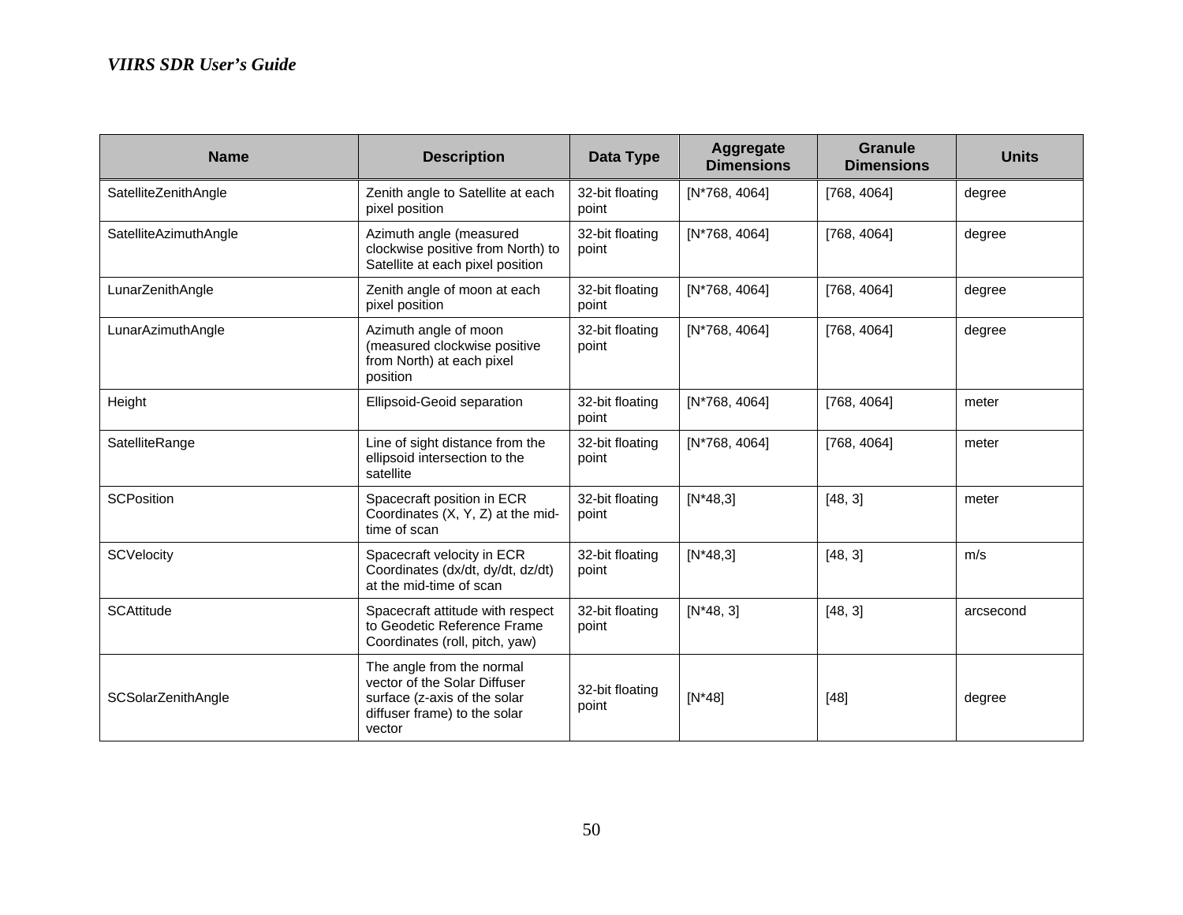| Name | Description | Data Type | Aggregate Dimensions | Granule Dimensions | Units |
|---|---|---|---|---|---|
| SatelliteZenithAngle | Zenith angle to Satellite at each pixel position | 32-bit floating point | [N*768, 4064] | [768, 4064] | degree |
| SatelliteAzimuthAngle | Azimuth angle (measured clockwise positive from North) to Satellite at each pixel position | 32-bit floating point | [N*768, 4064] | [768, 4064] | degree |
| LunarZenithAngle | Zenith angle of moon at each pixel position | 32-bit floating point | [N*768, 4064] | [768, 4064] | degree |
| LunarAzimuthAngle | Azimuth angle of moon (measured clockwise positive from North) at each pixel position | 32-bit floating point | [N*768, 4064] | [768, 4064] | degree |
| Height | Ellipsoid-Geoid separation | 32-bit floating point | [N*768, 4064] | [768, 4064] | meter |
| SatelliteRange | Line of sight distance from the ellipsoid intersection to the satellite | 32-bit floating point | [N*768, 4064] | [768, 4064] | meter |
| SCPosition | Spacecraft position in ECR Coordinates (X, Y, Z) at the mid-time of scan | 32-bit floating point | [N*48,3] | [48, 3] | meter |
| SCVelocity | Spacecraft velocity in ECR Coordinates (dx/dt, dy/dt, dz/dt) at the mid-time of scan | 32-bit floating point | [N*48,3] | [48, 3] | m/s |
| SCAttitude | Spacecraft attitude with respect to Geodetic Reference Frame Coordinates (roll, pitch, yaw) | 32-bit floating point | [N*48, 3] | [48, 3] | arcsecond |
| SCSolarZenithAngle | The angle from the normal vector of the Solar Diffuser surface (z-axis of the solar diffuser frame) to the solar vector | 32-bit floating point | [N*48] | [48] | degree |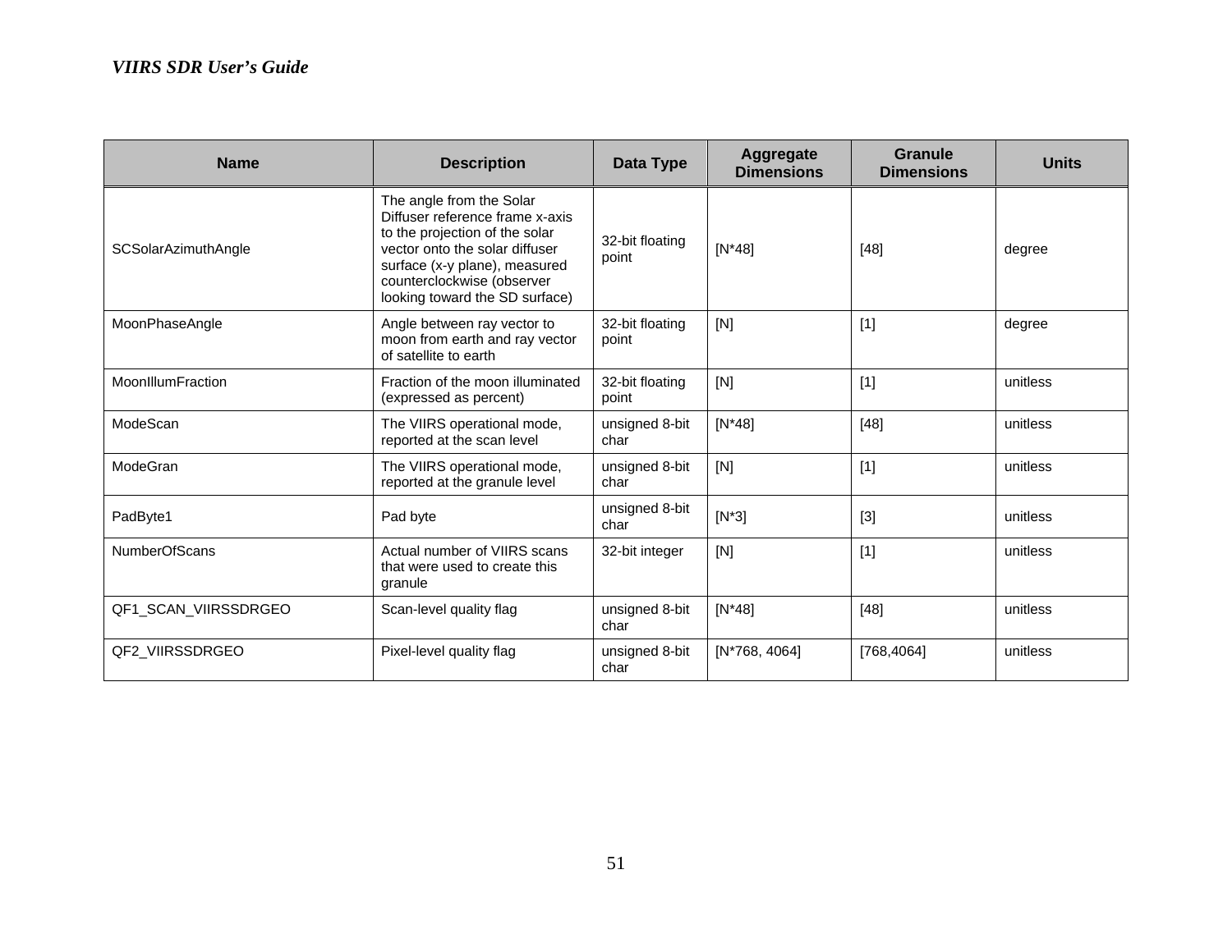| Name | Description | Data Type | Aggregate Dimensions | Granule Dimensions | Units |
|---|---|---|---|---|---|
| SCSolarAzimuthAngle | The angle from the Solar Diffuser reference frame x-axis to the projection of the solar vector onto the solar diffuser surface (x-y plane), measured counterclockwise (observer looking toward the SD surface) | 32-bit floating point | [N*48] | [48] | degree |
| MoonPhaseAngle | Angle between ray vector to moon from earth and ray vector of satellite to earth | 32-bit floating point | [N] | [1] | degree |
| MoonIllumFraction | Fraction of the moon illuminated (expressed as percent) | 32-bit floating point | [N] | [1] | unitless |
| ModeScan | The VIIRS operational mode, reported at the scan level | unsigned 8-bit char | [N*48] | [48] | unitless |
| ModeGran | The VIIRS operational mode, reported at the granule level | unsigned 8-bit char | [N] | [1] | unitless |
| PadByte1 | Pad byte | unsigned 8-bit char | [N*3] | [3] | unitless |
| NumberOfScans | Actual number of VIIRS scans that were used to create this granule | 32-bit integer | [N] | [1] | unitless |
| QF1_SCAN_VIIRSSDRGEO | Scan-level quality flag | unsigned 8-bit char | [N*48] | [48] | unitless |
| QF2_VIIRSSDRGEO | Pixel-level quality flag | unsigned 8-bit char | [N*768, 4064] | [768,4064] | unitless |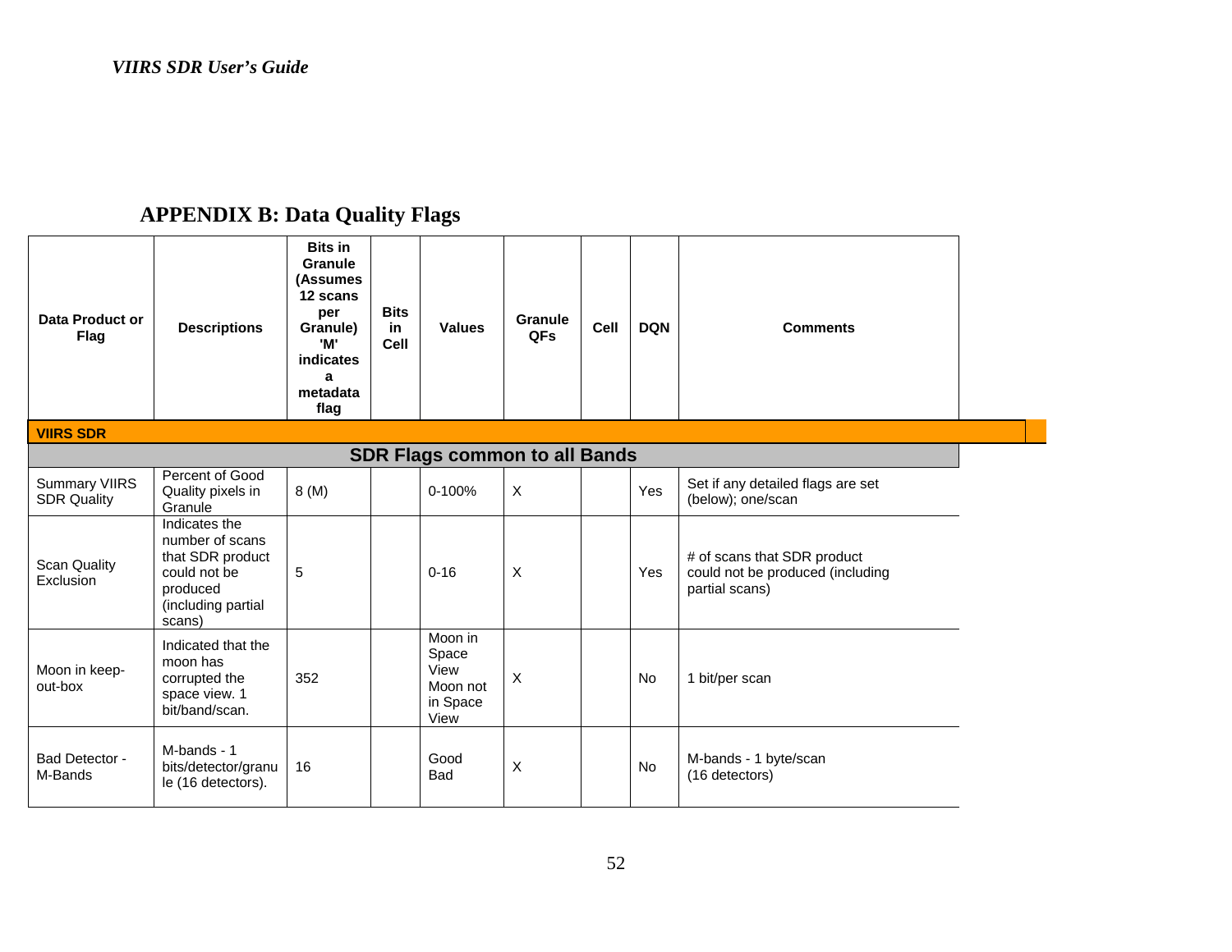## APPENDIX B: Data Quality Flags

| Data Product or Flag | Descriptions | Bits in Granule (Assumes 12 scans per Granule) 'M' indicates a metadata flag | Bits in Cell | Values | Granule QFs | Cell | DQN | Comments |
|---|---|---|---|---|---|---|---|---|
| **VIIRS SDR** | | | | | | | | |
| **SDR Flags common to all Bands** | | | | | | | | |
| Summary VIIRS SDR Quality | Percent of Good Quality pixels in Granule | 8 (M) | | 0-100% | X | | Yes | Set if any detailed flags are set (below); one/scan |
| Scan Quality Exclusion | Indicates the number of scans that SDR product could not be produced (including partial scans) | 5 | | 0-16 | X | | Yes | # of scans that SDR product could not be produced (including partial scans) |
| Moon in keep-out-box | Indicated that the moon has corrupted the space view. 1 bit/band/scan. | 352 | | Moon in Space View<br>Moon not in Space View | X | | No | 1 bit/per scan |
| Bad Detector - M-Bands | M-bands - 1 bits/detector/granule (16 detectors). | 16 | | Good<br>Bad | X | | No | M-bands - 1 byte/scan (16 detectors) |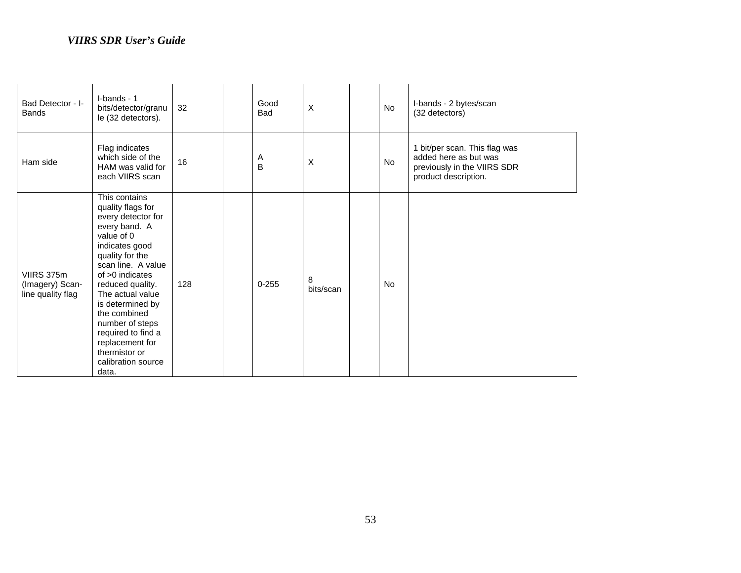| | | | | | | | | |
|---|---|---|---|---|---|---|---|---|
| Bad Detector - I-Bands | I-bands - 1 bits/detector/granule (32 detectors). | 32 | | Good<br>Bad | X | | No | I-bands - 2 bytes/scan (32 detectors) |
| Ham side | Flag indicates which side of the HAM was valid for each VIIRS scan | 16 | | A<br>B | X | | No | 1 bit/per scan. This flag was added here as but was previously in the VIIRS SDR product description. |
| VIIRS 375m (Imagery) Scan-line quality flag | This contains quality flags for every detector for every band. A value of 0 indicates good quality for the scan line. A value of >0 indicates reduced quality. The actual value is determined by the combined number of steps required to find a replacement for thermistor or calibration source data. | 128 | | 0-255 | 8 bits/scan | | No | |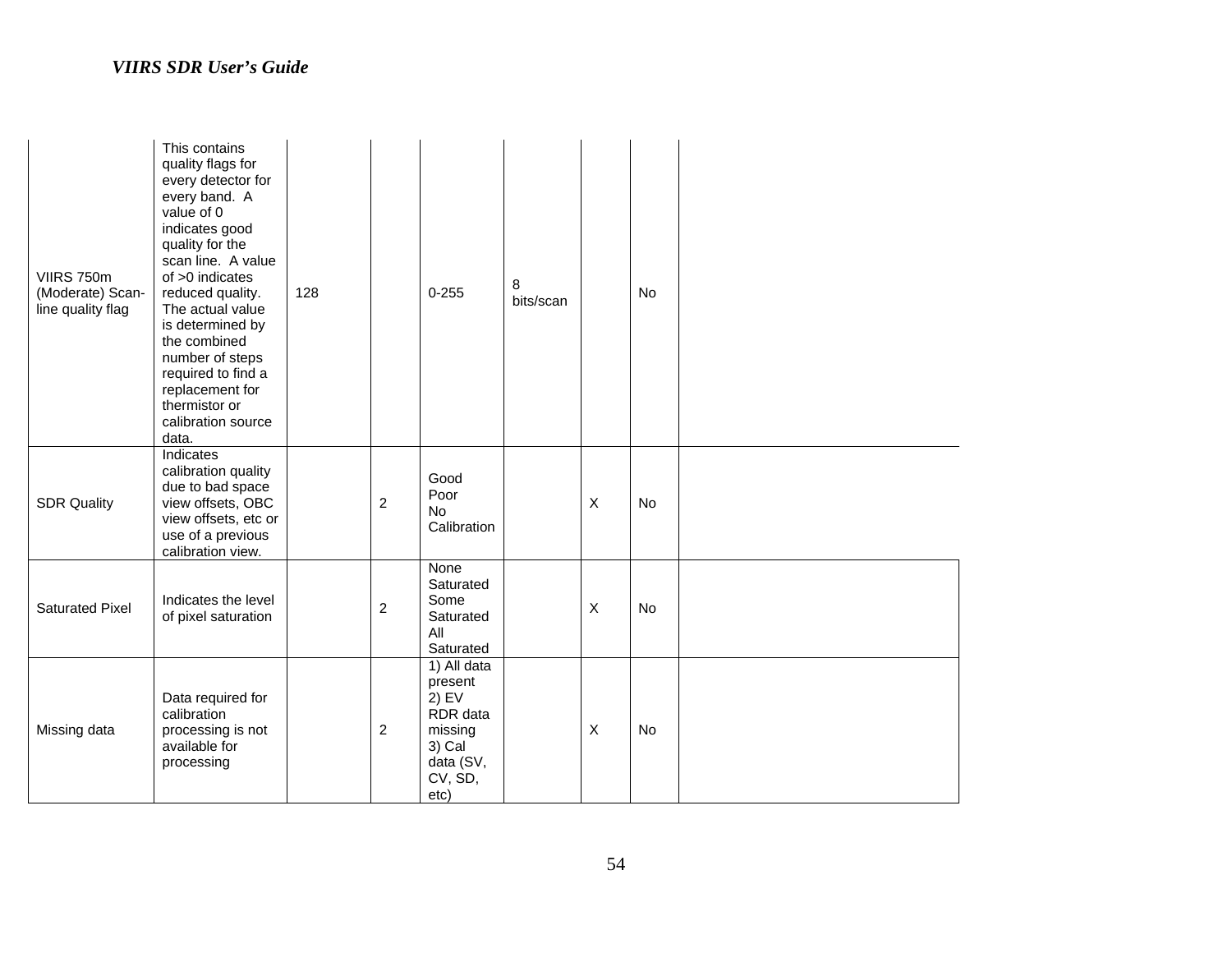| | | | | | | | | |
|---|---|---|---|---|---|---|---|---|
| VIIRS 750m (Moderate) Scan-line quality flag | This contains quality flags for every detector for every band. A value of 0 indicates good quality for the scan line. A value of >0 indicates reduced quality. The actual value is determined by the combined number of steps required to find a replacement for thermistor or calibration source data. | 128 | | 0-255 | 8 bits/scan | | No | |
| SDR Quality | Indicates calibration quality due to bad space view offsets, OBC view offsets, etc or use of a previous calibration view. | | 2 | Good<br>Poor<br>No Calibration | | X | No | |
| Saturated Pixel | Indicates the level of pixel saturation | | 2 | None Saturated<br>Some Saturated<br>All Saturated | | X | No | |
| Missing data | Data required for calibration processing is not available for processing | | 2 | 1) All data present<br>2) EV RDR data missing<br>3) Cal data (SV, CV, SD, etc) | | X | No | |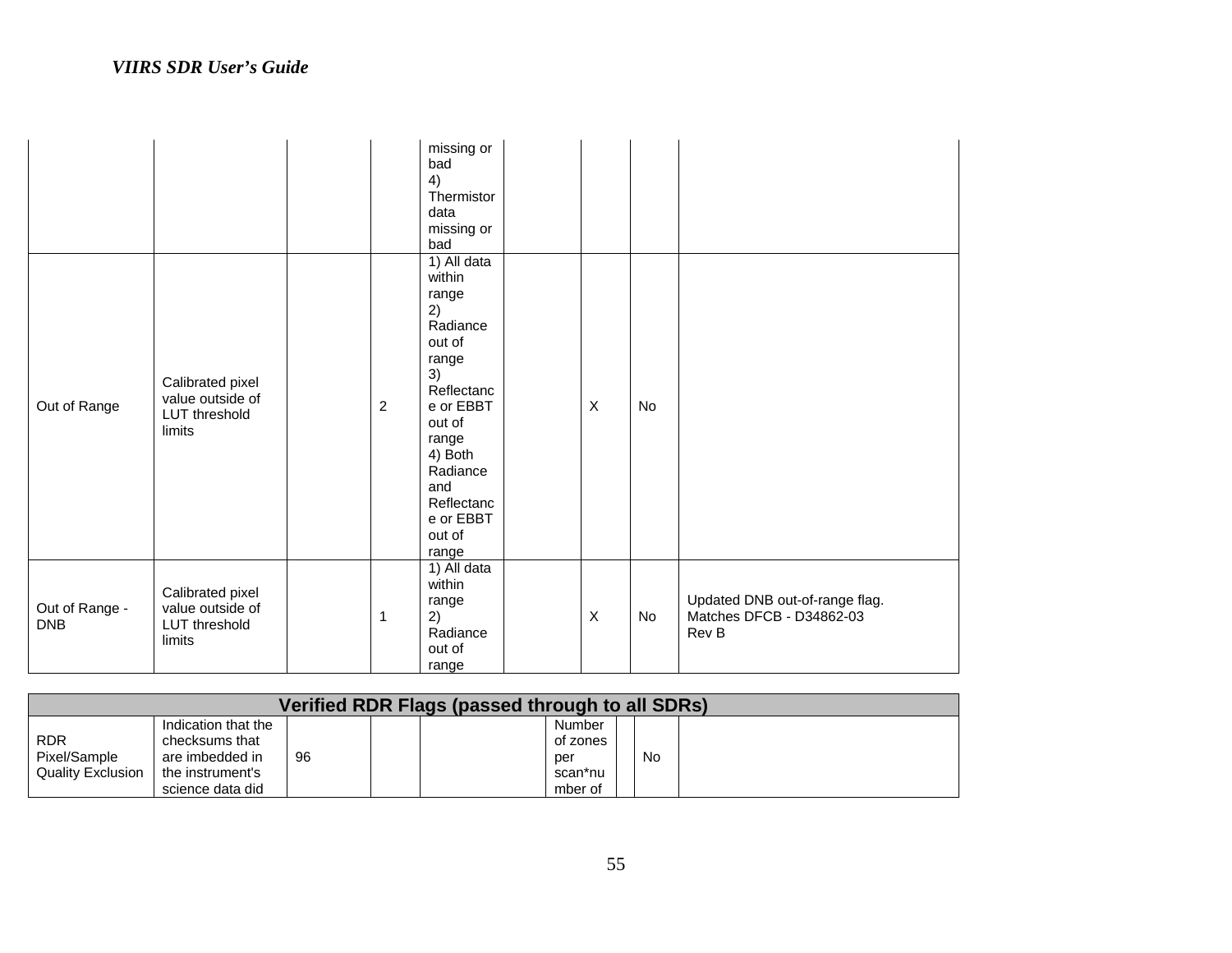| | | | | | | | | |
|---|---|---|---|---|---|---|---|---|
| | | | | missing or bad 4) Thermistor data missing or bad | | | | |
| Out of Range | Calibrated pixel value outside of LUT threshold limits | | 2 | 1) All data within range 2) Radiance out of range 3) Reflectance or EBBT out of range 4) Both Radiance and Reflectance or EBBT out of range | | X | No | |
| Out of Range - DNB | Calibrated pixel value outside of LUT threshold limits | | 1 | 1) All data within range 2) Radiance out of range | | X | No | Updated DNB out-of-range flag. Matches DFCB - D34862-03 Rev B |
| **Verified RDR Flags (passed through to all SDRs)** | | | | | | | | |
| RDR Pixel/Sample Quality Exclusion | Indication that the checksums that are imbedded in the instrument's science data did | 96 | | | Number of zones per scan*number of | | No | |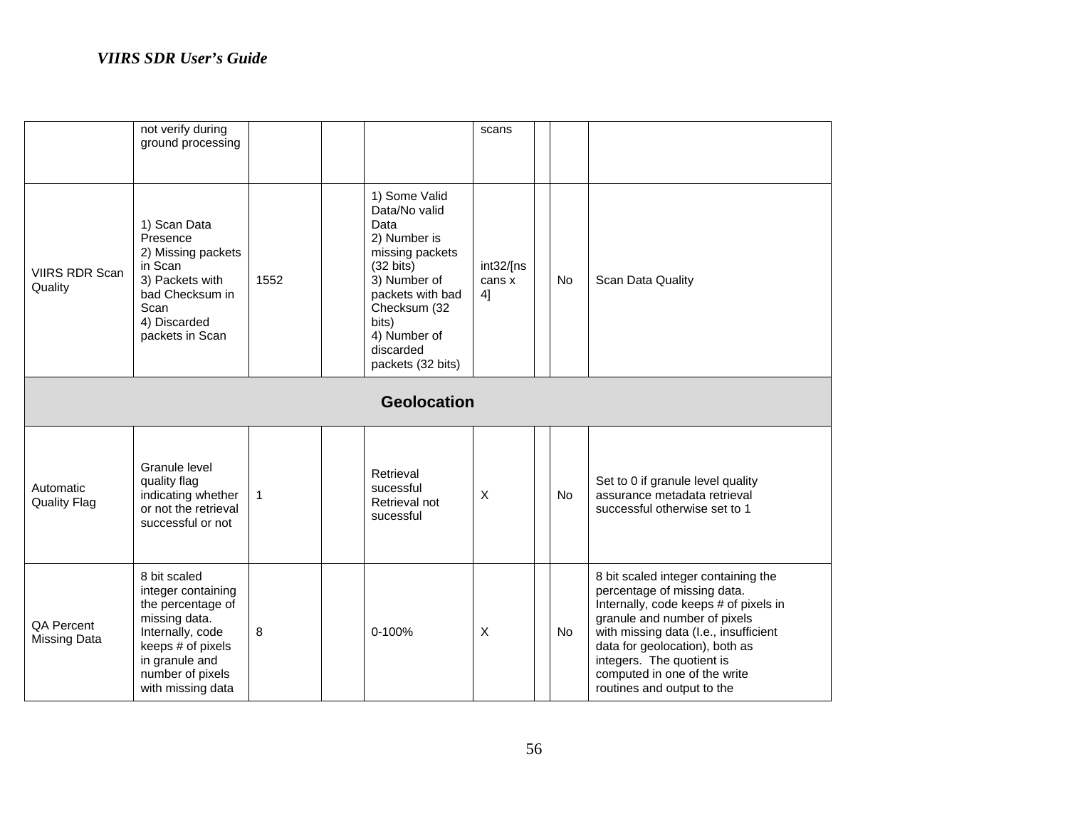|  | not verify during ground processing |  |  |  | scans |  |  |  |
|---|---|---|---|---|---|---|---|---|
| VIIRS RDR Scan Quality | 1) Scan Data Presence<br>2) Missing packets in Scan<br>3) Packets with bad Checksum in Scan<br>4) Discarded packets in Scan | 1552 |  | 1) Some Valid Data/No valid Data<br>2) Number is missing packets (32 bits)<br>3) Number of packets with bad Checksum (32 bits)<br>4) Number of discarded packets (32 bits) | int32/[nscans x 4] |  | No | Scan Data Quality |
| **Geolocation** |  |  |  |  |  |  |  |  |
| Automatic Quality Flag | Granule level quality flag indicating whether or not the retrieval successful or not | 1 |  | Retrieval sucessful<br>Retrieval not sucessful | X |  | No | Set to 0 if granule level quality assurance metadata retrieval successful otherwise set to 1 |
| QA Percent Missing Data | 8 bit scaled integer containing the percentage of missing data. Internally, code keeps # of pixels in granule and number of pixels with missing data | 8 |  | 0-100% | X |  | No | 8 bit scaled integer containing the percentage of missing data. Internally, code keeps # of pixels in granule and number of pixels with missing data (I.e., insufficient data for geolocation), both as integers. The quotient is computed in one of the write routines and output to the |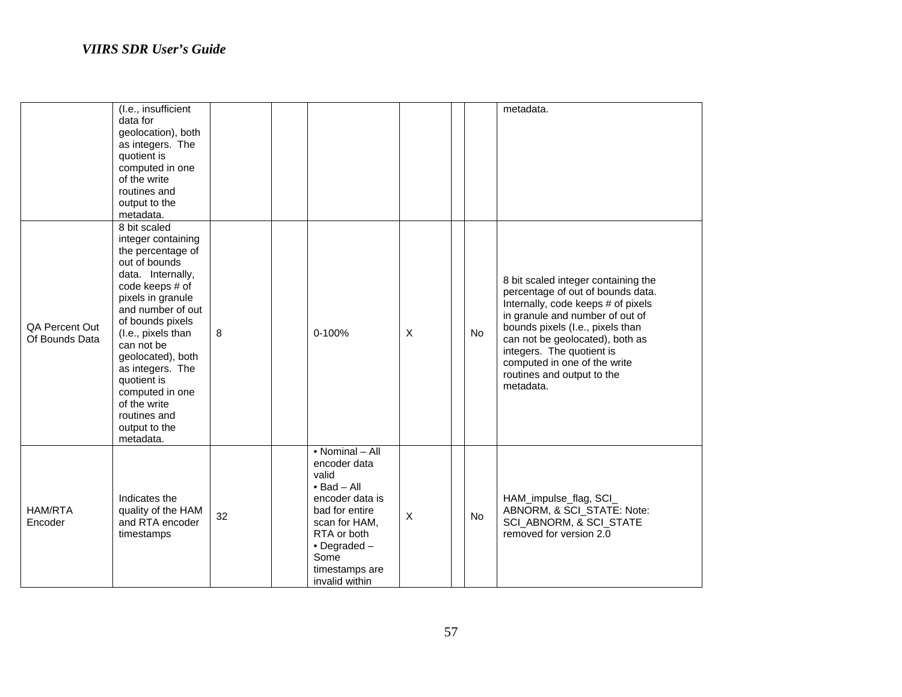| | | | | | | | | |
|---|---|---|---|---|---|---|---|---|
| | (I.e., insufficient data for geolocation), both as integers. The quotient is computed in one of the write routines and output to the metadata. | | | | | | | metadata. |
| QA Percent Out Of Bounds Data | 8 bit scaled integer containing the percentage of out of bounds data. Internally, code keeps # of pixels in granule and number of out of bounds pixels (I.e., pixels than can not be geolocated), both as integers. The quotient is computed in one of the write routines and output to the metadata. | 8 | | 0-100% | X | | No | 8 bit scaled integer containing the percentage of out of bounds data. Internally, code keeps # of pixels in granule and number of out of bounds pixels (I.e., pixels than can not be geolocated), both as integers. The quotient is computed in one of the write routines and output to the metadata. |
| HAM/RTA Encoder | Indicates the quality of the HAM and RTA encoder timestamps | 32 | | • Nominal – All encoder data valid<br>• Bad – All encoder data is bad for entire scan for HAM, RTA or both<br>• Degraded – Some timestamps are invalid within | X | | No | HAM_impulse_flag, SCI_ ABNORM, & SCI_STATE: Note: SCI_ABNORM, & SCI_STATE removed for version 2.0 |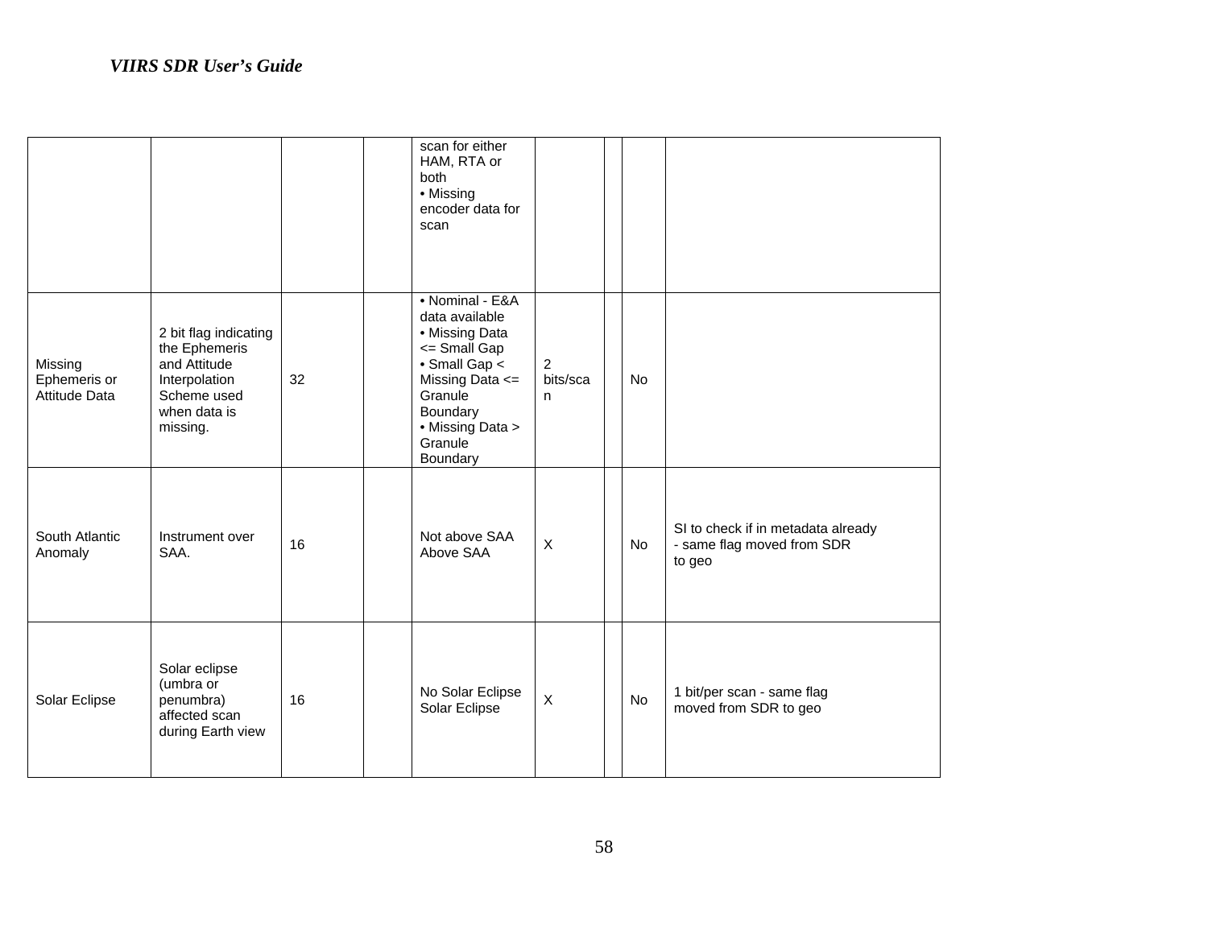| | | | | scan for either HAM, RTA or both<br>• Missing encoder data for scan | | | | |
|---|---|---|---|---|---|---|---|---|
| Missing Ephemeris or Attitude Data | 2 bit flag indicating the Ephemeris and Attitude Interpolation Scheme used when data is missing. | 32 | | • Nominal - E&A data available<br>• Missing Data <= Small Gap<br>• Small Gap < Missing Data <= Granule Boundary<br>• Missing Data > Granule Boundary | 2 bits/scan | | No | |
| South Atlantic Anomaly | Instrument over SAA. | 16 | | Not above SAA<br>Above SAA | X | | No | SI to check if in metadata already - same flag moved from SDR to geo |
| Solar Eclipse | Solar eclipse (umbra or penumbra) affected scan during Earth view | 16 | | No Solar Eclipse<br>Solar Eclipse | X | | No | 1 bit/per scan - same flag moved from SDR to geo |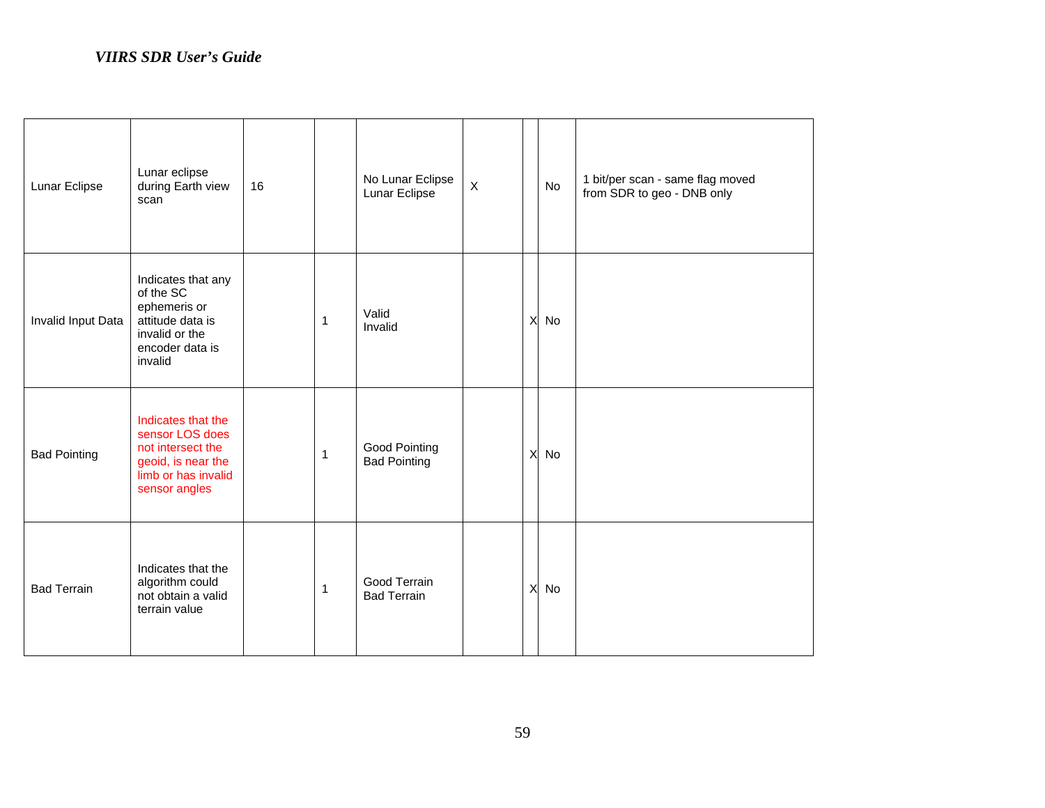| Lunar Eclipse | Lunar eclipse during Earth view scan | 16 | | No Lunar Eclipse<br>Lunar Eclipse | X | | No | 1 bit/per scan - same flag moved from SDR to geo - DNB only |
|---|---|---|---|---|---|---|---|---|
| Invalid Input Data | Indicates that any of the SC ephemeris or attitude data is invalid or the encoder data is invalid | | 1 | Valid<br>Invalid | | X | No | |
| Bad Pointing | Indicates that the sensor LOS does not intersect the geoid, is near the limb or has invalid sensor angles | | 1 | Good Pointing<br>Bad Pointing | | X | No | |
| Bad Terrain | Indicates that the algorithm could not obtain a valid terrain value | | 1 | Good Terrain<br>Bad Terrain | | X | No | |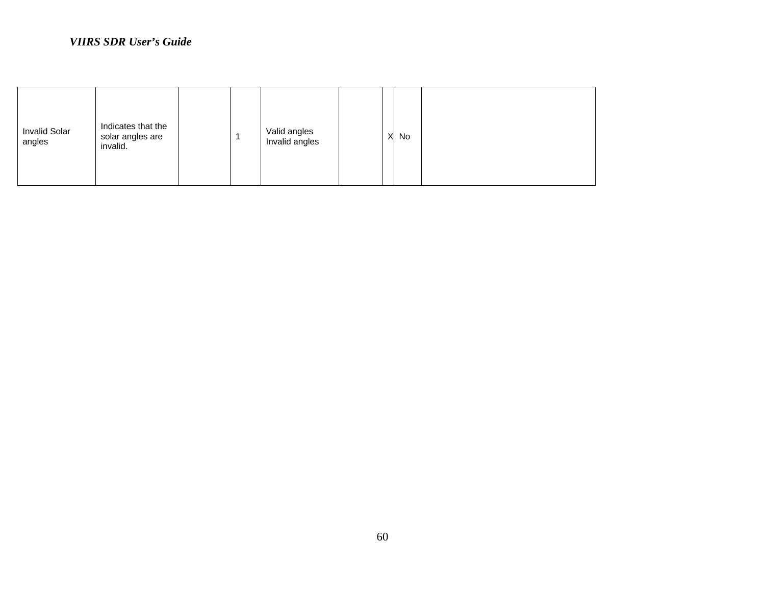| | | | | | | | | |
|---|---|---|---|---|---|---|---|---|
| Invalid Solar angles | Indicates that the solar angles are invalid. | | 1 | Valid angles<br>Invalid angles | | X | No | |